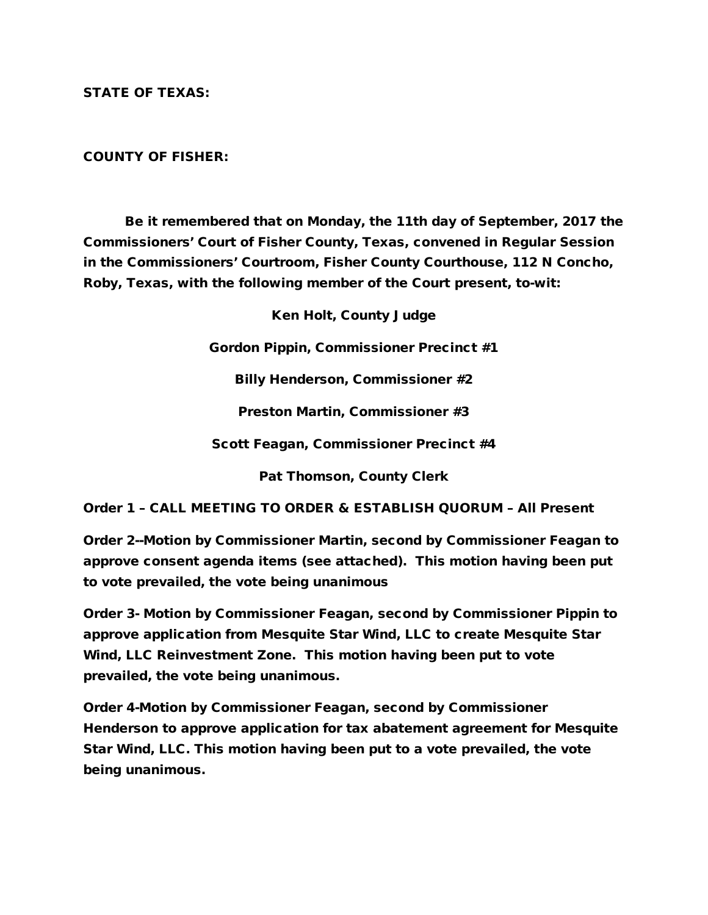**STATE OF TEXAS:**

**COUNTY OF FISHER:**

**Be it remembered that on Monday, the 11th day of September, 2017 the Commissioners' Court of Fisher County, Texas, convened in Regular Session in the Commissioners' Courtroom, Fisher County Courthouse, 112 N Concho, Roby, Texas, with the following member of the Court present, to-wit:**

**Ken Holt, County Judge**

**Gordon Pippin, Commissioner Precinct #1**

**Billy Henderson, Commissioner #2**

**Preston Martin, Commissioner #3**

**Scott Feagan, Commissioner Precinct #4**

**Pat Thomson, County Clerk**

**Order 1 – CALL MEETING TO ORDER & ESTABLISH QUORUM – All Present**

**Order 2--Motion by Commissioner Martin, second by Commissioner Feagan to approve consent agenda items (see attached). This motion having been put to vote prevailed, the vote being unanimous**

**Order 3- Motion by Commissioner Feagan, second by Commissioner Pippin to approve application from Mesquite Star Wind, LLC to create Mesquite Star Wind, LLC Reinvestment Zone. This motion having been put to vote prevailed, the vote being unanimous.**

**Order 4-Motion by Commissioner Feagan, second by Commissioner Henderson to approve application for tax abatement agreement for Mesquite Star Wind, LLC. This motion having been put to a vote prevailed, the vote being unanimous.**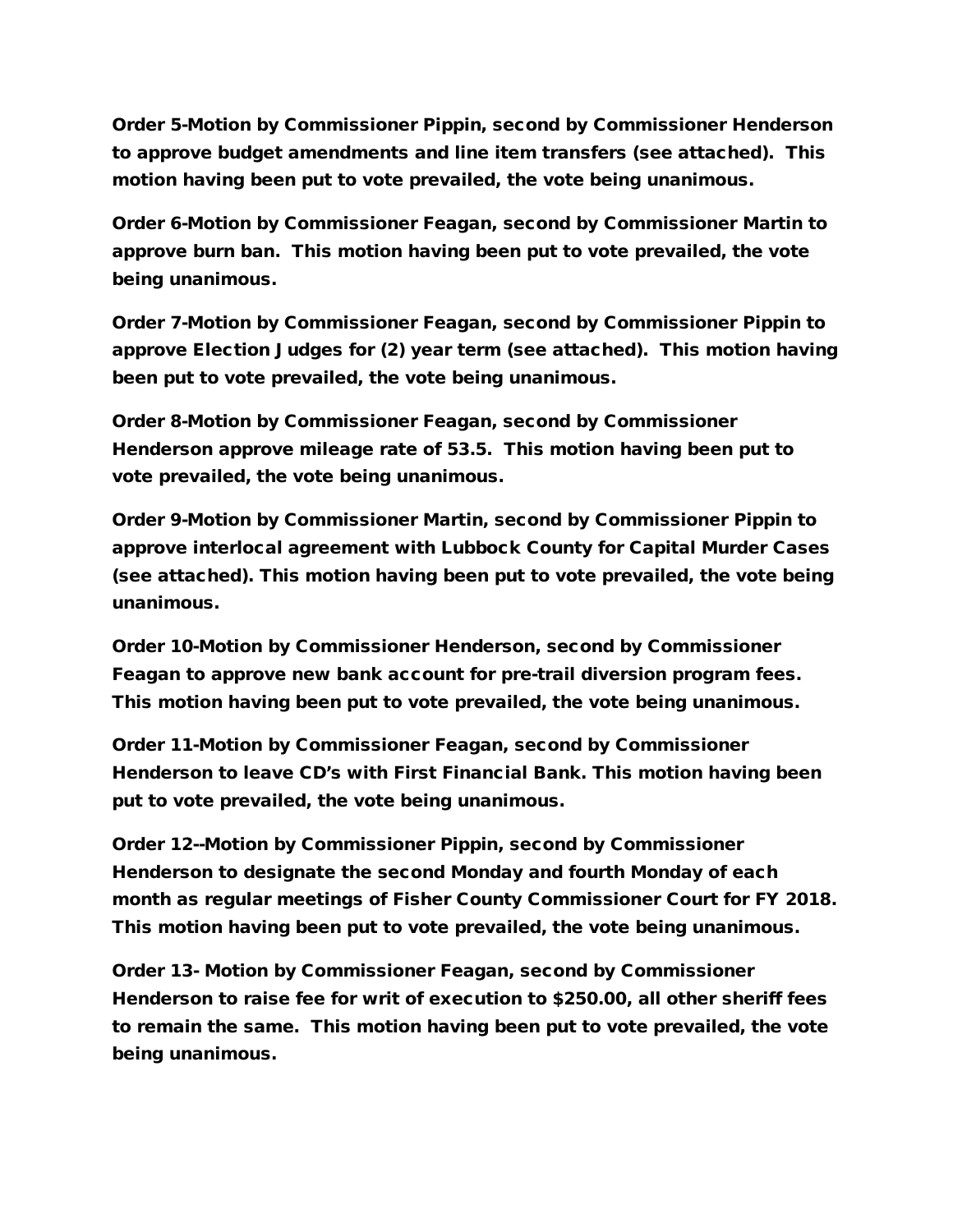**Order 5-Motion by Commissioner Pippin, second by Commissioner Henderson to approve budget amendments and line item transfers (see attached). This motion having been put to vote prevailed, the vote being unanimous.**

**Order 6-Motion by Commissioner Feagan, second by Commissioner Martin to approve burn ban. This motion having been put to vote prevailed, the vote being unanimous.**

**Order 7-Motion by Commissioner Feagan, second by Commissioner Pippin to approve Election Judges for (2) year term (see attached). This motion having been put to vote prevailed, the vote being unanimous.**

**Order 8-Motion by Commissioner Feagan, second by Commissioner Henderson approve mileage rate of 53.5. This motion having been put to vote prevailed, the vote being unanimous.**

**Order 9-Motion by Commissioner Martin, second by Commissioner Pippin to approve interlocal agreement with Lubbock County for Capital Murder Cases (see attached). This motion having been put to vote prevailed, the vote being unanimous.**

**Order 10-Motion by Commissioner Henderson, second by Commissioner Feagan to approve new bank account for pre-trail diversion program fees. This motion having been put to vote prevailed, the vote being unanimous.**

**Order 11-Motion by Commissioner Feagan, second by Commissioner Henderson to leave CD's with First Financial Bank. This motion having been put to vote prevailed, the vote being unanimous.**

**Order 12--Motion by Commissioner Pippin, second by Commissioner Henderson to designate the second Monday and fourth Monday of each month as regular meetings of Fisher County Commissioner Court for FY 2018. This motion having been put to vote prevailed, the vote being unanimous.**

**Order 13- Motion by Commissioner Feagan, second by Commissioner Henderson to raise fee for writ of execution to $250.00, all other sheriff fees to remain the same. This motion having been put to vote prevailed, the vote being unanimous.**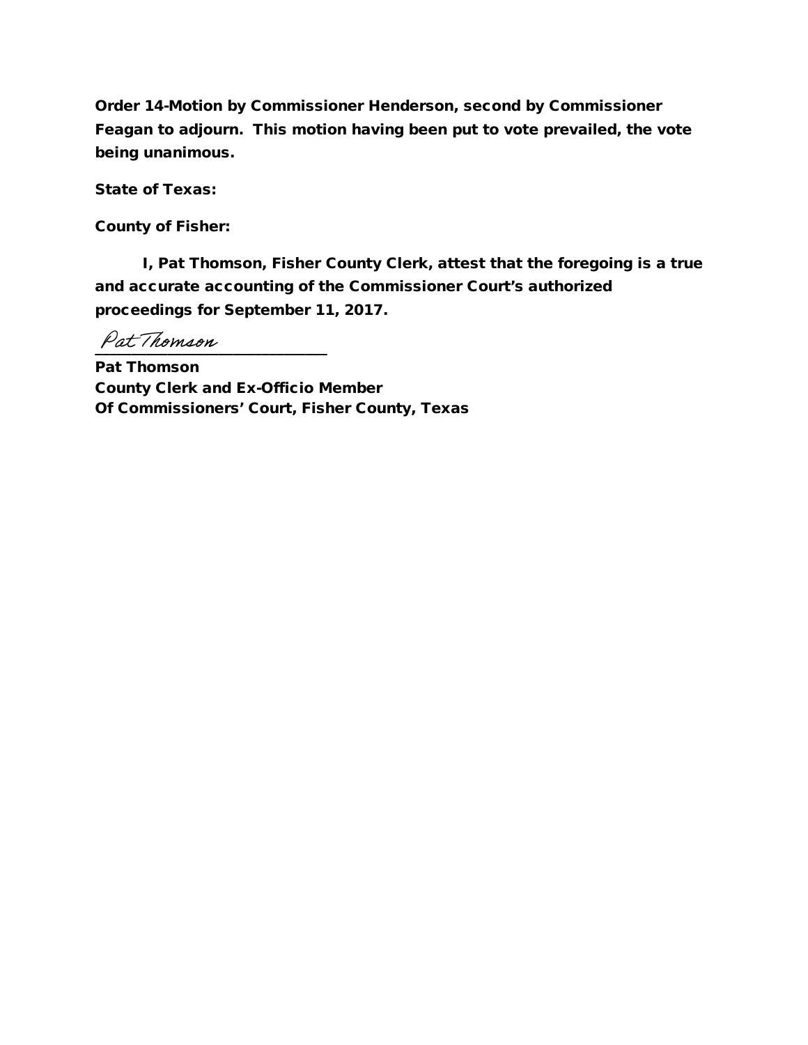**Order 14-Motion by Commissioner Henderson, second by Commissioner Feagan to adjourn. This motion having been put to vote prevailed, the vote being unanimous.**

**State of Texas:**

**County of Fisher:**

**I, Pat Thomson, Fisher County Clerk, attest that the foregoing is a true and accurate accounting of the Commissioner Court's authorized proceedings for September 11, 2017.**

Pat Thomson
\_\_\_\_\_\_\_\_\_\_\_\_\_\_\_\_\_\_\_\_\_\_\_\_\_\_\_\_\_\_

**Pat Thomson**
**County Clerk and Ex-Officio Member**
**Of Commissioners' Court, Fisher County, Texas**